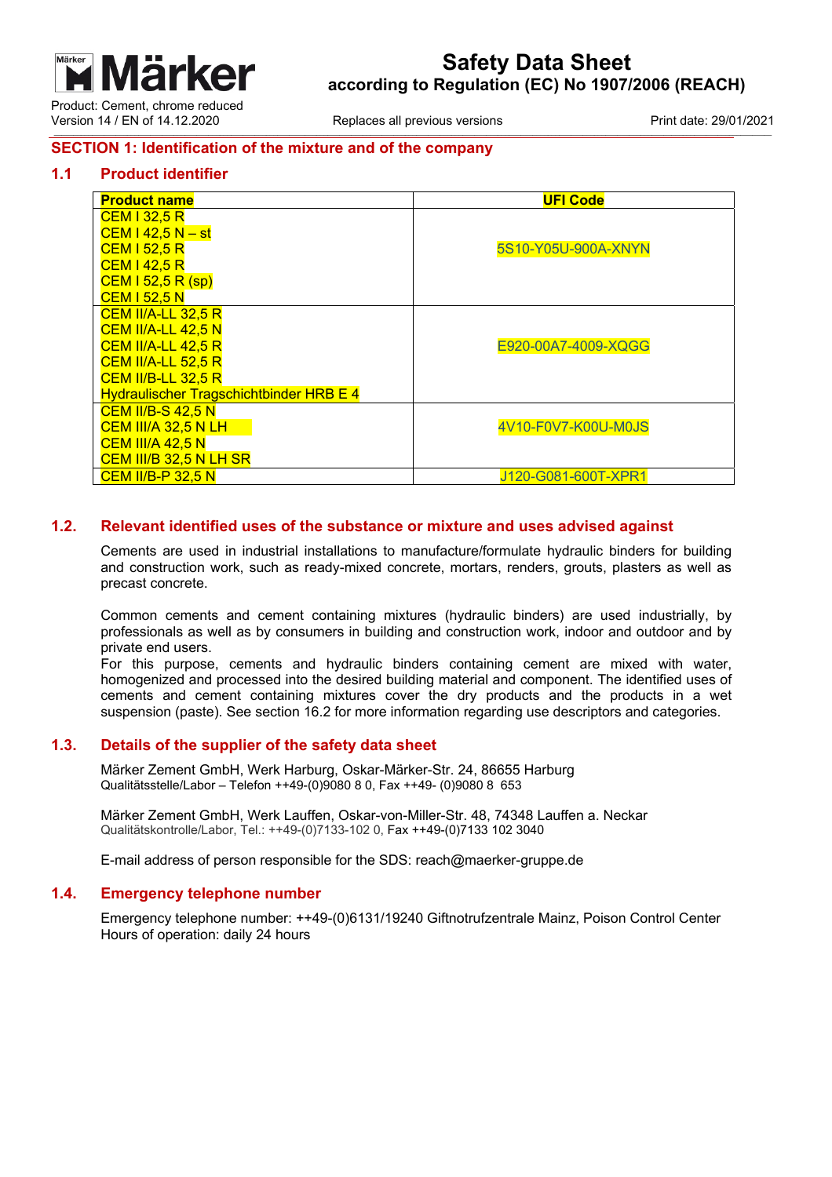# Safety Data Sheet

**according to Regulation (EC) No 1907/2006 (REACH)**

Product: Cement, chrome reduced
Version 14 / EN of 14.12.2020 — Replaces all previous versions — Print date: 29/01/2021

## SECTION 1: Identification of the mixture and of the company

### 1.1 Product identifier

| Product name | UFI Code |
|---|---|
| CEM I 32,5 R<br>CEM I 42,5 N – st<br>CEM I 52,5 R<br>CEM I 42,5 R<br>CEM I 52,5 R (sp)<br>CEM I 52,5 N | 5S10-Y05U-900A-XNYN |
| CEM II/A-LL 32,5 R<br>CEM II/A-LL 42,5 N<br>CEM II/A-LL 42,5 R<br>CEM II/A-LL 52,5 R<br>CEM II/B-LL 32,5 R<br>Hydraulischer Tragschichtbinder HRB E 4 | E920-00A7-4009-XQGG |
| CEM II/B-S 42,5 N<br>CEM III/A 32,5 N LH<br>CEM III/A 42,5 N<br>CEM III/B 32,5 N LH SR | 4V10-F0V7-K00U-M0JS |
| CEM II/B-P 32,5 N | J120-G081-600T-XPR1 |

### 1.2. Relevant identified uses of the substance or mixture and uses advised against

Cements are used in industrial installations to manufacture/formulate hydraulic binders for building and construction work, such as ready-mixed concrete, mortars, renders, grouts, plasters as well as precast concrete.

Common cements and cement containing mixtures (hydraulic binders) are used industrially, by professionals as well as by consumers in building and construction work, indoor and outdoor and by private end users.
For this purpose, cements and hydraulic binders containing cement are mixed with water, homogenized and processed into the desired building material and component. The identified uses of cements and cement containing mixtures cover the dry products and the products in a wet suspension (paste). See section 16.2 for more information regarding use descriptors and categories.

### 1.3. Details of the supplier of the safety data sheet

Märker Zement GmbH, Werk Harburg, Oskar-Märker-Str. 24, 86655 Harburg
Qualitätsstelle/Labor – Telefon ++49-(0)9080 8 0, Fax ++49- (0)9080 8 653

Märker Zement GmbH, Werk Lauffen, Oskar-von-Miller-Str. 48, 74348 Lauffen a. Neckar
Qualitätskontrolle/Labor, Tel.: ++49-(0)7133-102 0, Fax ++49-(0)7133 102 3040

E-mail address of person responsible for the SDS: reach@maerker-gruppe.de

### 1.4. Emergency telephone number

Emergency telephone number: ++49-(0)6131/19240 Giftnotrufzentrale Mainz, Poison Control Center
Hours of operation: daily 24 hours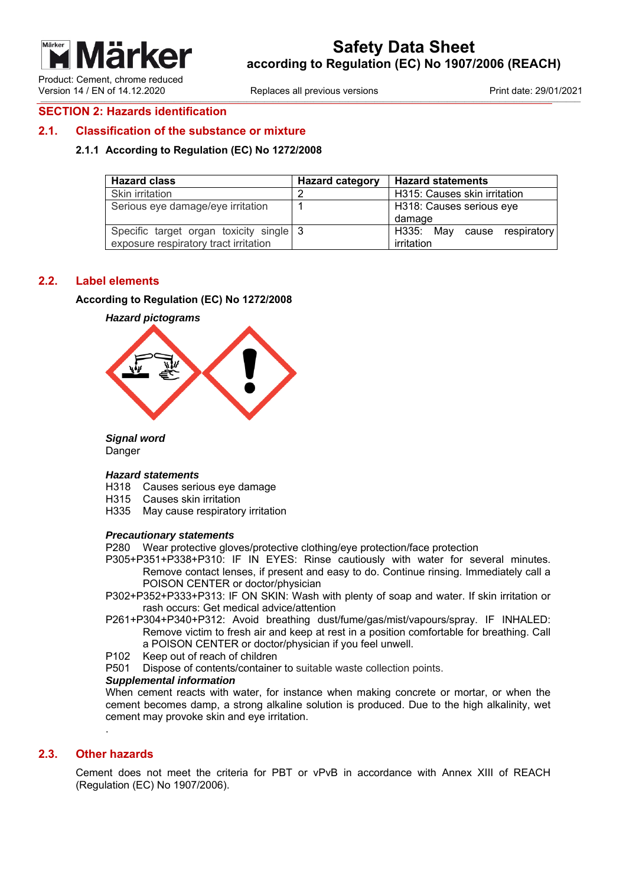## SECTION 2: Hazards identification

### 2.1. Classification of the substance or mixture

#### 2.1.1 According to Regulation (EC) No 1272/2008

| Hazard class | Hazard category | Hazard statements |
|---|---|---|
| Skin irritation | 2 | H315: Causes skin irritation |
| Serious eye damage/eye irritation | 1 | H318: Causes serious eye damage |
| Specific target organ toxicity single exposure respiratory tract irritation | 3 | H335: May cause respiratory irritation |

### 2.2. Label elements

**According to Regulation (EC) No 1272/2008**

***Hazard pictograms***

***Signal word***

Danger

***Hazard statements***

H318 Causes serious eye damage
H315 Causes skin irritation
H335 May cause respiratory irritation

***Precautionary statements***

P280 Wear protective gloves/protective clothing/eye protection/face protection

P305+P351+P338+P310: IF IN EYES: Rinse cautiously with water for several minutes. Remove contact lenses, if present and easy to do. Continue rinsing. Immediately call a POISON CENTER or doctor/physician

P302+P352+P333+P313: IF ON SKIN: Wash with plenty of soap and water. If skin irritation or rash occurs: Get medical advice/attention

P261+P304+P340+P312: Avoid breathing dust/fume/gas/mist/vapours/spray. IF INHALED: Remove victim to fresh air and keep at rest in a position comfortable for breathing. Call a POISON CENTER or doctor/physician if you feel unwell.

P102 Keep out of reach of children

P501 Dispose of contents/container to suitable waste collection points.

***Supplemental information***

When cement reacts with water, for instance when making concrete or mortar, or when the cement becomes damp, a strong alkaline solution is produced. Due to the high alkalinity, wet cement may provoke skin and eye irritation.

.

### 2.3. Other hazards

Cement does not meet the criteria for PBT or vPvB in accordance with Annex XIII of REACH (Regulation (EC) No 1907/2006).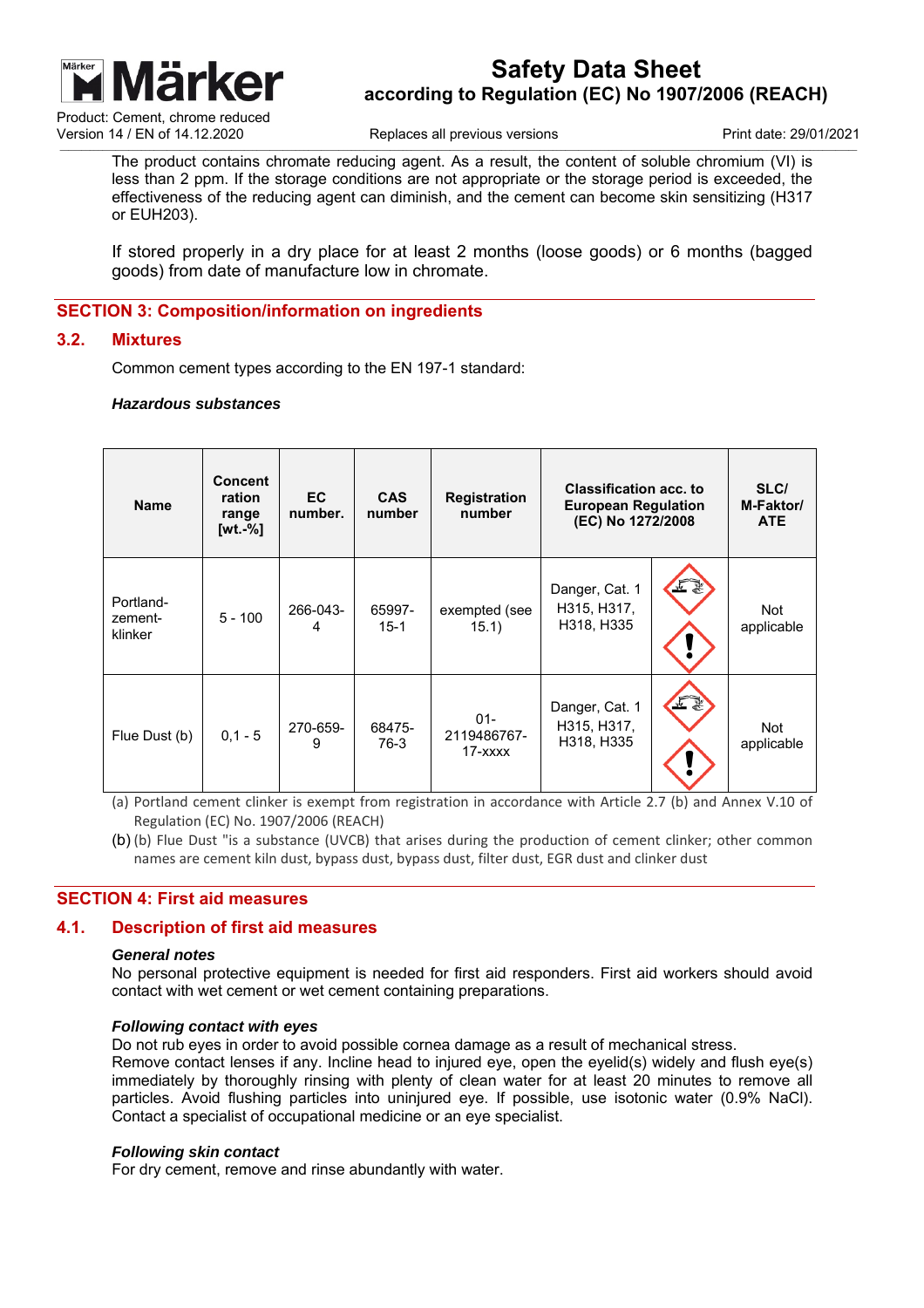The product contains chromate reducing agent. As a result, the content of soluble chromium (VI) is less than 2 ppm. If the storage conditions are not appropriate or the storage period is exceeded, the effectiveness of the reducing agent can diminish, and the cement can become skin sensitizing (H317 or EUH203).

If stored properly in a dry place for at least 2 months (loose goods) or 6 months (bagged goods) from date of manufacture low in chromate.

## SECTION 3: Composition/information on ingredients

### 3.2. Mixtures

Common cement types according to the EN 197-1 standard:

***Hazardous substances***

| Name | Concentration range [wt.-%] | EC number. | CAS number | Registration number | Classification acc. to European Regulation (EC) No 1272/2008 | | SLC/ M-Faktor/ ATE |
|---|---|---|---|---|---|---|---|
| Portland-zement-klinker | 5 - 100 | 266-043-4 | 65997-15-1 | exempted (see 15.1) | Danger, Cat. 1 H315, H317, H318, H335 | | Not applicable |
| Flue Dust (b) | 0,1 - 5 | 270-659-9 | 68475-76-3 | 01-2119486767-17-xxxx | Danger, Cat. 1 H315, H317, H318, H335 | | Not applicable |

(a) Portland cement clinker is exempt from registration in accordance with Article 2.7 (b) and Annex V.10 of Regulation (EC) No. 1907/2006 (REACH)

(b) (b) Flue Dust "is a substance (UVCB) that arises during the production of cement clinker; other common names are cement kiln dust, bypass dust, bypass dust, filter dust, EGR dust and clinker dust

## SECTION 4: First aid measures

### 4.1. Description of first aid measures

***General notes***

No personal protective equipment is needed for first aid responders. First aid workers should avoid contact with wet cement or wet cement containing preparations.

***Following contact with eyes***

Do not rub eyes in order to avoid possible cornea damage as a result of mechanical stress.
Remove contact lenses if any. Incline head to injured eye, open the eyelid(s) widely and flush eye(s) immediately by thoroughly rinsing with plenty of clean water for at least 20 minutes to remove all particles. Avoid flushing particles into uninjured eye. If possible, use isotonic water (0.9% NaCl). Contact a specialist of occupational medicine or an eye specialist.

***Following skin contact***

For dry cement, remove and rinse abundantly with water.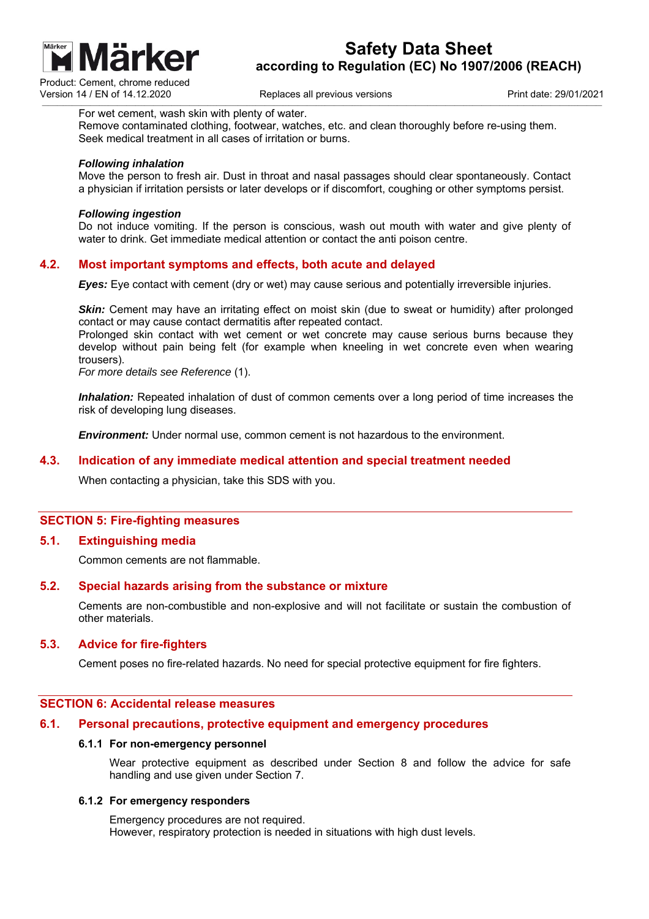For wet cement, wash skin with plenty of water.
Remove contaminated clothing, footwear, watches, etc. and clean thoroughly before re-using them.
Seek medical treatment in all cases of irritation or burns.

***Following inhalation***
Move the person to fresh air. Dust in throat and nasal passages should clear spontaneously. Contact a physician if irritation persists or later develops or if discomfort, coughing or other symptoms persist.

***Following ingestion***
Do not induce vomiting. If the person is conscious, wash out mouth with water and give plenty of water to drink. Get immediate medical attention or contact the anti poison centre.

### 4.2. Most important symptoms and effects, both acute and delayed

***Eyes:*** Eye contact with cement (dry or wet) may cause serious and potentially irreversible injuries.

***Skin:*** Cement may have an irritating effect on moist skin (due to sweat or humidity) after prolonged contact or may cause contact dermatitis after repeated contact.
Prolonged skin contact with wet cement or wet concrete may cause serious burns because they develop without pain being felt (for example when kneeling in wet concrete even when wearing trousers).
*For more details see Reference* (1).

***Inhalation:*** Repeated inhalation of dust of common cements over a long period of time increases the risk of developing lung diseases.

***Environment:*** Under normal use, common cement is not hazardous to the environment.

### 4.3. Indication of any immediate medical attention and special treatment needed

When contacting a physician, take this SDS with you.

## SECTION 5: Fire-fighting measures

### 5.1. Extinguishing media

Common cements are not flammable.

### 5.2. Special hazards arising from the substance or mixture

Cements are non-combustible and non-explosive and will not facilitate or sustain the combustion of other materials.

### 5.3. Advice for fire-fighters

Cement poses no fire-related hazards. No need for special protective equipment for fire fighters.

## SECTION 6: Accidental release measures

### 6.1. Personal precautions, protective equipment and emergency procedures

#### 6.1.1 For non-emergency personnel

Wear protective equipment as described under Section 8 and follow the advice for safe handling and use given under Section 7.

#### 6.1.2 For emergency responders

Emergency procedures are not required.
However, respiratory protection is needed in situations with high dust levels.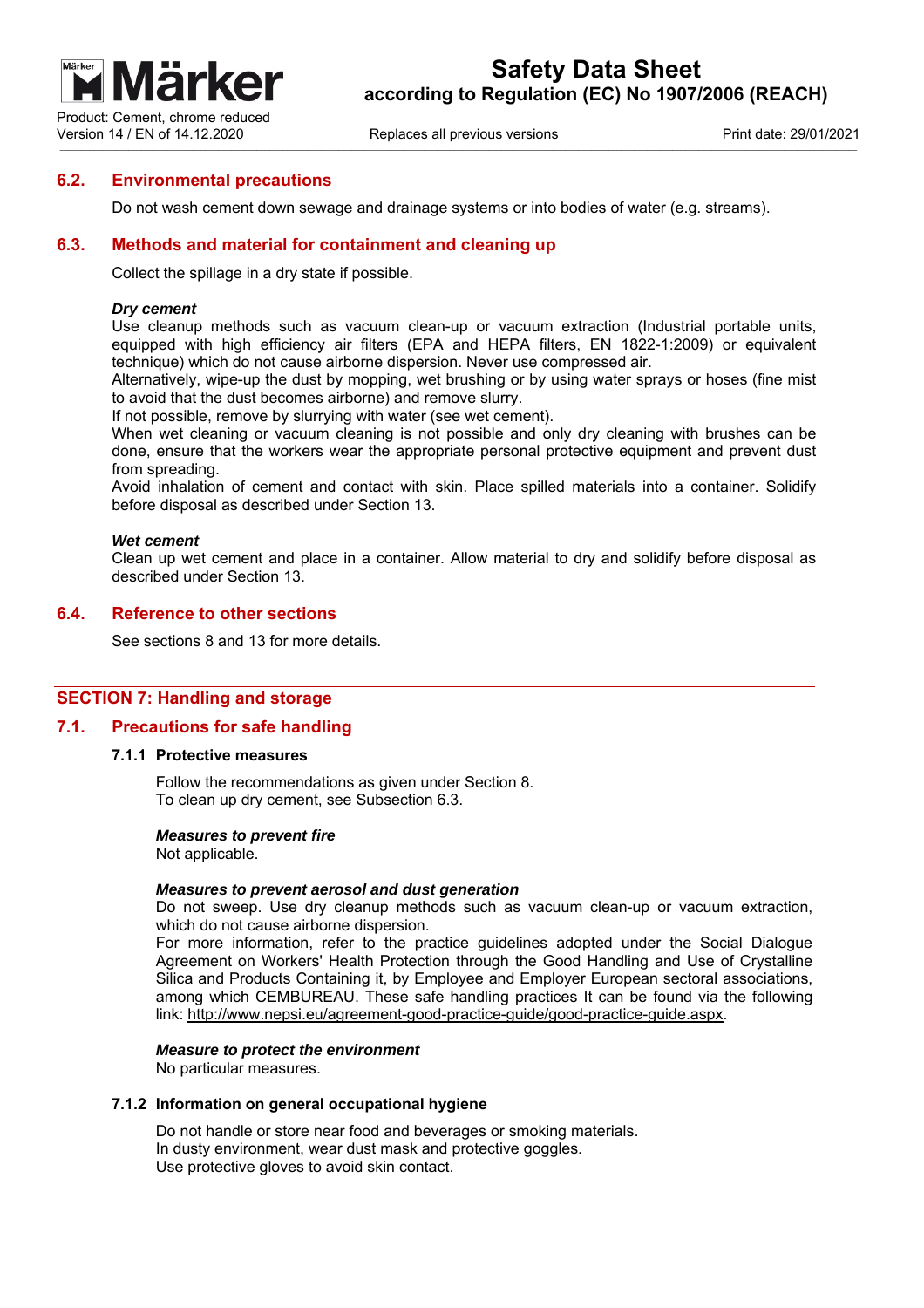## 6.2. Environmental precautions

Do not wash cement down sewage and drainage systems or into bodies of water (e.g. streams).

## 6.3. Methods and material for containment and cleaning up

Collect the spillage in a dry state if possible.

***Dry cement***

Use cleanup methods such as vacuum clean-up or vacuum extraction (Industrial portable units, equipped with high efficiency air filters (EPA and HEPA filters, EN 1822-1:2009) or equivalent technique) which do not cause airborne dispersion. Never use compressed air.

Alternatively, wipe-up the dust by mopping, wet brushing or by using water sprays or hoses (fine mist to avoid that the dust becomes airborne) and remove slurry.

If not possible, remove by slurrying with water (see wet cement).

When wet cleaning or vacuum cleaning is not possible and only dry cleaning with brushes can be done, ensure that the workers wear the appropriate personal protective equipment and prevent dust from spreading.

Avoid inhalation of cement and contact with skin. Place spilled materials into a container. Solidify before disposal as described under Section 13.

***Wet cement***

Clean up wet cement and place in a container. Allow material to dry and solidify before disposal as described under Section 13.

## 6.4. Reference to other sections

See sections 8 and 13 for more details.

# SECTION 7: Handling and storage

## 7.1. Precautions for safe handling

### 7.1.1 Protective measures

Follow the recommendations as given under Section 8.
To clean up dry cement, see Subsection 6.3.

***Measures to prevent fire***

Not applicable.

***Measures to prevent aerosol and dust generation***

Do not sweep. Use dry cleanup methods such as vacuum clean-up or vacuum extraction, which do not cause airborne dispersion.

For more information, refer to the practice guidelines adopted under the Social Dialogue Agreement on Workers' Health Protection through the Good Handling and Use of Crystalline Silica and Products Containing it, by Employee and Employer European sectoral associations, among which CEMBUREAU. These safe handling practices It can be found via the following link: http://www.nepsi.eu/agreement-good-practice-guide/good-practice-guide.aspx.

***Measure to protect the environment***

No particular measures.

### 7.1.2 Information on general occupational hygiene

Do not handle or store near food and beverages or smoking materials.
In dusty environment, wear dust mask and protective goggles.
Use protective gloves to avoid skin contact.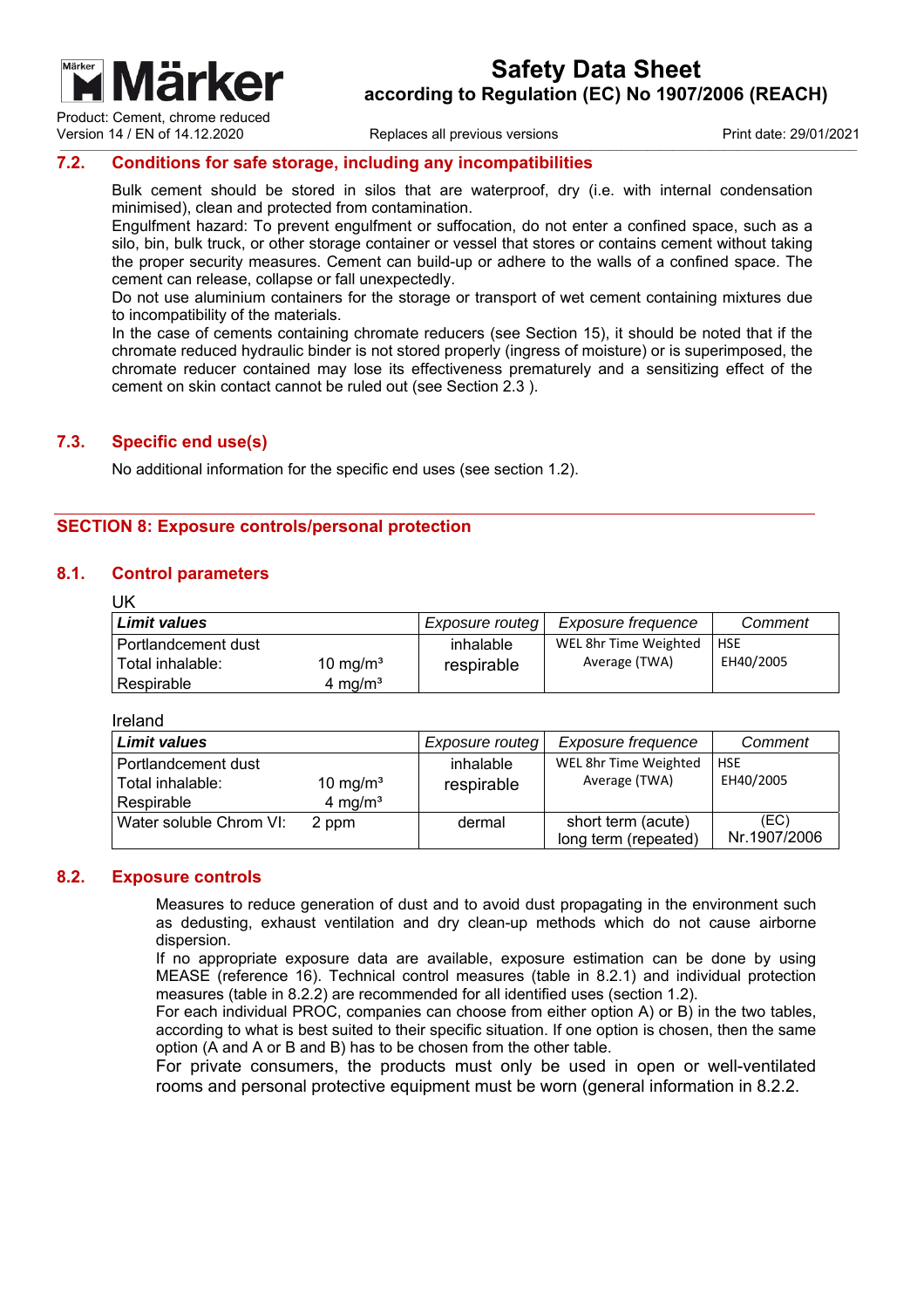## 7.2. Conditions for safe storage, including any incompatibilities

Bulk cement should be stored in silos that are waterproof, dry (i.e. with internal condensation minimised), clean and protected from contamination.
Engulfment hazard: To prevent engulfment or suffocation, do not enter a confined space, such as a silo, bin, bulk truck, or other storage container or vessel that stores or contains cement without taking the proper security measures. Cement can build-up or adhere to the walls of a confined space. The cement can release, collapse or fall unexpectedly.
Do not use aluminium containers for the storage or transport of wet cement containing mixtures due to incompatibility of the materials.
In the case of cements containing chromate reducers (see Section 15), it should be noted that if the chromate reduced hydraulic binder is not stored properly (ingress of moisture) or is superimposed, the chromate reducer contained may lose its effectiveness prematurely and a sensitizing effect of the cement on skin contact cannot be ruled out (see Section 2.3 ).

## 7.3. Specific end use(s)

No additional information for the specific end uses (see section 1.2).

# SECTION 8: Exposure controls/personal protection

## 8.1. Control parameters

UK

| *Limit values* | | *Exposure routeg* | *Exposure frequence* | *Comment* |
|---|---|---|---|---|
| Portlandcement dust<br>Total inhalable:<br>Respirable | <br>10 mg/m³<br>4 mg/m³ | inhalable<br>respirable | WEL 8hr Time Weighted Average (TWA) | HSE<br>EH40/2005 |

Ireland

| *Limit values* | | *Exposure routeg* | *Exposure frequence* | *Comment* |
|---|---|---|---|---|
| Portlandcement dust<br>Total inhalable:<br>Respirable | <br>10 mg/m³<br>4 mg/m³ | inhalable<br>respirable | WEL 8hr Time Weighted Average (TWA) | HSE<br>EH40/2005 |
| Water soluble Chrom VI: | 2 ppm | dermal | short term (acute)<br>long term (repeated) | (EC)<br>Nr.1907/2006 |

## 8.2. Exposure controls

Measures to reduce generation of dust and to avoid dust propagating in the environment such as dedusting, exhaust ventilation and dry clean-up methods which do not cause airborne dispersion.
If no appropriate exposure data are available, exposure estimation can be done by using MEASE (reference 16). Technical control measures (table in 8.2.1) and individual protection measures (table in 8.2.2) are recommended for all identified uses (section 1.2).
For each individual PROC, companies can choose from either option A) or B) in the two tables, according to what is best suited to their specific situation. If one option is chosen, then the same option (A and A or B and B) has to be chosen from the other table.
For private consumers, the products must only be used in open or well-ventilated rooms and personal protective equipment must be worn (general information in 8.2.2.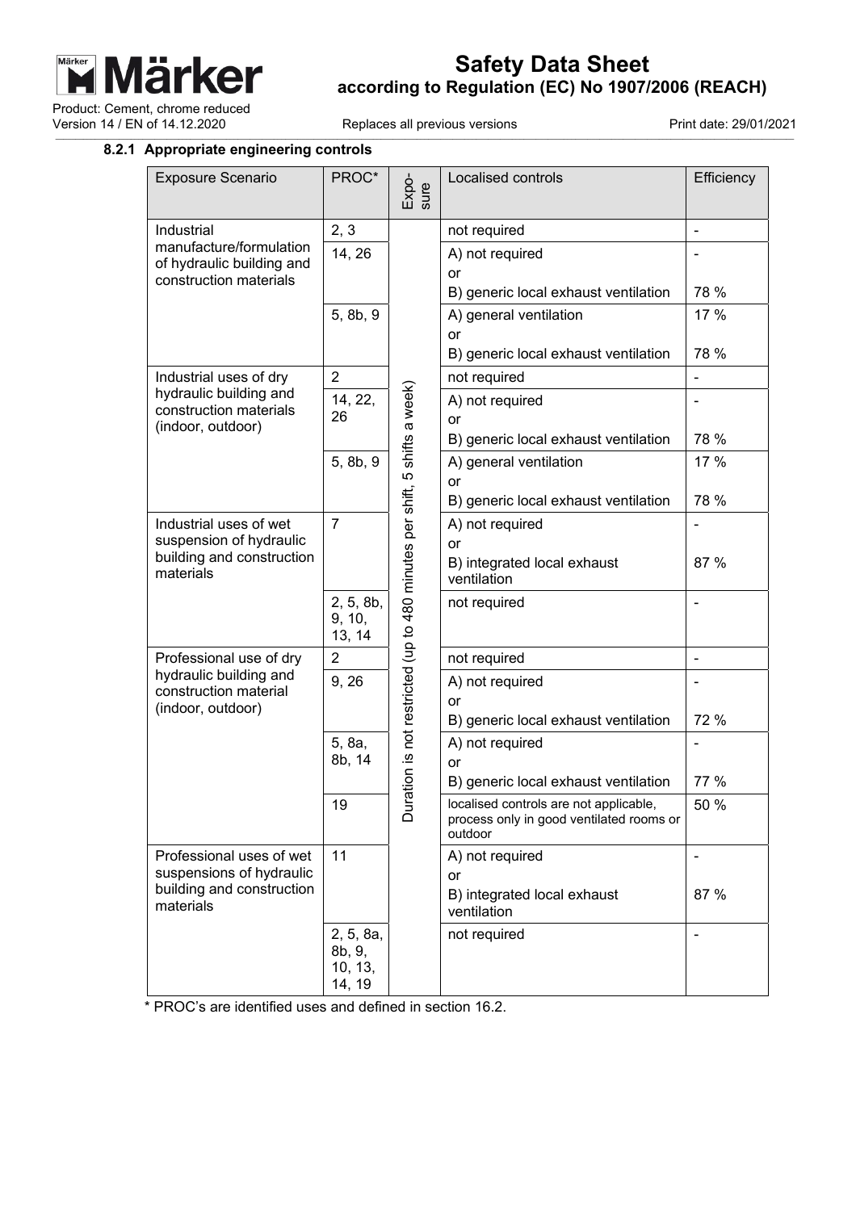### 8.2.1 Appropriate engineering controls

| Exposure Scenario | PROC* | Exposure | Localised controls | Efficiency |
|---|---|---|---|---|
| Industrial manufacture/formulation of hydraulic building and construction materials | 2, 3 | Duration is not restricted (up to 480 minutes per shift, 5 shifts a week) | not required | - |
| | 14, 26 | | A) not required<br>or<br>B) generic local exhaust ventilation | -<br><br>78 % |
| | 5, 8b, 9 | | A) general ventilation<br>or<br>B) generic local exhaust ventilation | 17 %<br><br>78 % |
| Industrial uses of dry hydraulic building and construction materials (indoor, outdoor) | 2 | | not required | - |
| | 14, 22, 26 | | A) not required<br>or<br>B) generic local exhaust ventilation | -<br><br>78 % |
| | 5, 8b, 9 | | A) general ventilation<br>or<br>B) generic local exhaust ventilation | 17 %<br><br>78 % |
| Industrial uses of wet suspension of hydraulic building and construction materials | 7 | | A) not required<br>or<br>B) integrated local exhaust ventilation | -<br><br>87 % |
| | 2, 5, 8b, 9, 10, 13, 14 | | not required | - |
| Professional use of dry hydraulic building and construction material (indoor, outdoor) | 2 | | not required | - |
| | 9, 26 | | A) not required<br>or<br>B) generic local exhaust ventilation | -<br><br>72 % |
| | 5, 8a, 8b, 14 | | A) not required<br>or<br>B) generic local exhaust ventilation | -<br><br>77 % |
| | 19 | | localised controls are not applicable, process only in good ventilated rooms or outdoor | 50 % |
| Professional uses of wet suspensions of hydraulic building and construction materials | 11 | | A) not required<br>or<br>B) integrated local exhaust ventilation | -<br><br>87 % |
| | 2, 5, 8a, 8b, 9, 10, 13, 14, 19 | | not required | - |

* PROC's are identified uses and defined in section 16.2.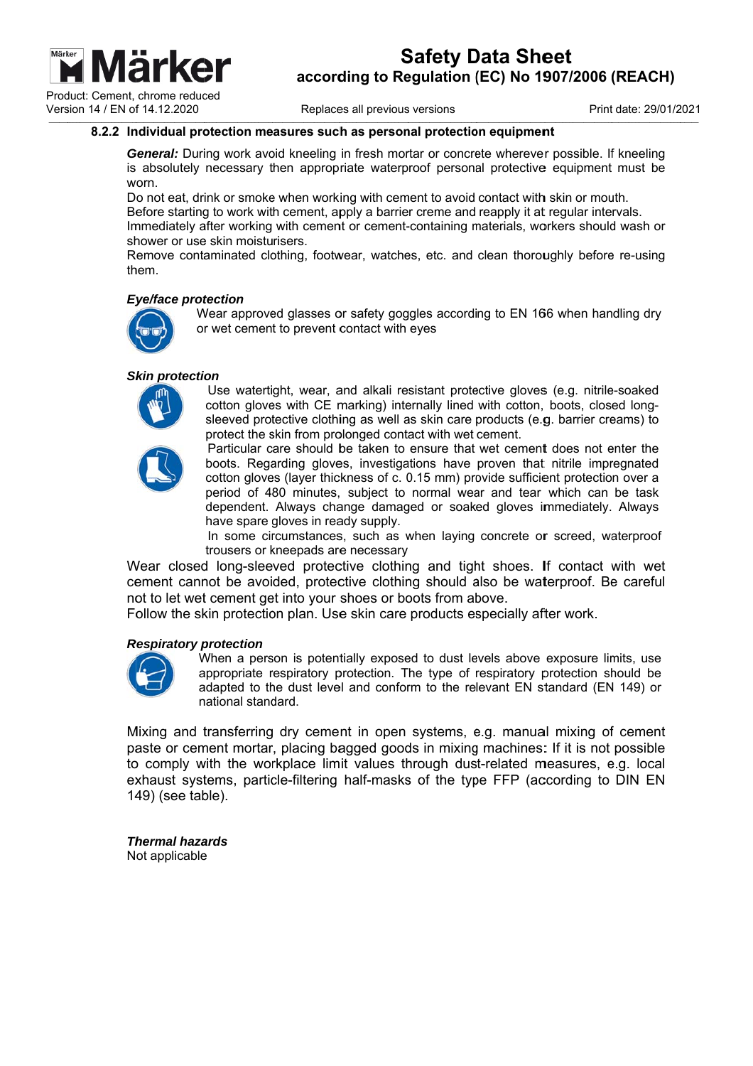### 8.2.2 Individual protection measures such as personal protection equipment

***General:*** During work avoid kneeling in fresh mortar or concrete wherever possible. If kneeling is absolutely necessary then appropriate waterproof personal protective equipment must be worn.
Do not eat, drink or smoke when working with cement to avoid contact with skin or mouth.
Before starting to work with cement, apply a barrier creme and reapply it at regular intervals.
Immediately after working with cement or cement-containing materials, workers should wash or shower or use skin moisturisers.
Remove contaminated clothing, footwear, watches, etc. and clean thoroughly before re-using them.

***Eye/face protection***

Wear approved glasses or safety goggles according to EN 166 when handling dry or wet cement to prevent contact with eyes

***Skin protection***

Use watertight, wear, and alkali resistant protective gloves (e.g. nitrile-soaked cotton gloves with CE marking) internally lined with cotton, boots, closed long-sleeved protective clothing as well as skin care products (e.g. barrier creams) to protect the skin from prolonged contact with wet cement.

Particular care should be taken to ensure that wet cement does not enter the boots. Regarding gloves, investigations have proven that nitrile impregnated cotton gloves (layer thickness of c. 0.15 mm) provide sufficient protection over a period of 480 minutes, subject to normal wear and tear which can be task dependent. Always change damaged or soaked gloves immediately. Always have spare gloves in ready supply.

In some circumstances, such as when laying concrete or screed, waterproof trousers or kneepads are necessary

Wear closed long-sleeved protective clothing and tight shoes. If contact with wet cement cannot be avoided, protective clothing should also be waterproof. Be careful not to let wet cement get into your shoes or boots from above.
Follow the skin protection plan. Use skin care products especially after work.

***Respiratory protection***

When a person is potentially exposed to dust levels above exposure limits, use appropriate respiratory protection. The type of respiratory protection should be adapted to the dust level and conform to the relevant EN standard (EN 149) or national standard.

Mixing and transferring dry cement in open systems, e.g. manual mixing of cement paste or cement mortar, placing bagged goods in mixing machines: If it is not possible to comply with the workplace limit values through dust-related measures, e.g. local exhaust systems, particle-filtering half-masks of the type FFP (according to DIN EN 149) (see table).

***Thermal hazards***
Not applicable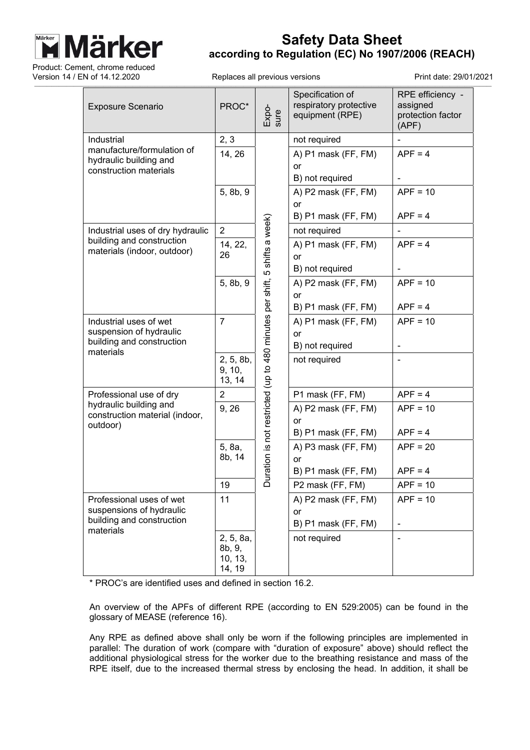| Exposure Scenario | PROC* | Exposure | Specification of respiratory protective equipment (RPE) | RPE efficiency - assigned protection factor (APF) |
|---|---|---|---|---|
| Industrial manufacture/formulation of hydraulic building and construction materials | 2, 3 | Duration is not restricted (up to 480 minutes per shift, 5 shifts a week) | not required | - |
| | 14, 26 | | A) P1 mask (FF, FM)<br>or<br>B) not required | APF = 4<br><br>- |
| | 5, 8b, 9 | | A) P2 mask (FF, FM)<br>or<br>B) P1 mask (FF, FM) | APF = 10<br><br>APF = 4 |
| Industrial uses of dry hydraulic building and construction materials (indoor, outdoor) | 2 | | not required | - |
| | 14, 22, 26 | | A) P1 mask (FF, FM)<br>or<br>B) not required | APF = 4<br><br>- |
| | 5, 8b, 9 | | A) P2 mask (FF, FM)<br>or<br>B) P1 mask (FF, FM) | APF = 10<br><br>APF = 4 |
| Industrial uses of wet suspension of hydraulic building and construction materials | 7 | | A) P1 mask (FF, FM)<br>or<br>B) not required | APF = 10<br><br>- |
| | 2, 5, 8b, 9, 10, 13, 14 | | not required | - |
| Professional use of dry hydraulic building and construction material (indoor, outdoor) | 2 | | P1 mask (FF, FM) | APF = 4 |
| | 9, 26 | | A) P2 mask (FF, FM)<br>or<br>B) P1 mask (FF, FM) | APF = 10<br><br>APF = 4 |
| | 5, 8a, 8b, 14 | | A) P3 mask (FF, FM)<br>or<br>B) P1 mask (FF, FM) | APF = 20<br><br>APF = 4 |
| | 19 | | P2 mask (FF, FM) | APF = 10 |
| Professional uses of wet suspensions of hydraulic building and construction materials | 11 | | A) P2 mask (FF, FM)<br>or<br>B) P1 mask (FF, FM) | APF = 10<br><br>- |
| | 2, 5, 8a, 8b, 9, 10, 13, 14, 19 | | not required | - |

* PROC's are identified uses and defined in section 16.2.

An overview of the APFs of different RPE (according to EN 529:2005) can be found in the glossary of MEASE (reference 16).

Any RPE as defined above shall only be worn if the following principles are implemented in parallel: The duration of work (compare with "duration of exposure" above) should reflect the additional physiological stress for the worker due to the breathing resistance and mass of the RPE itself, due to the increased thermal stress by enclosing the head. In addition, it shall be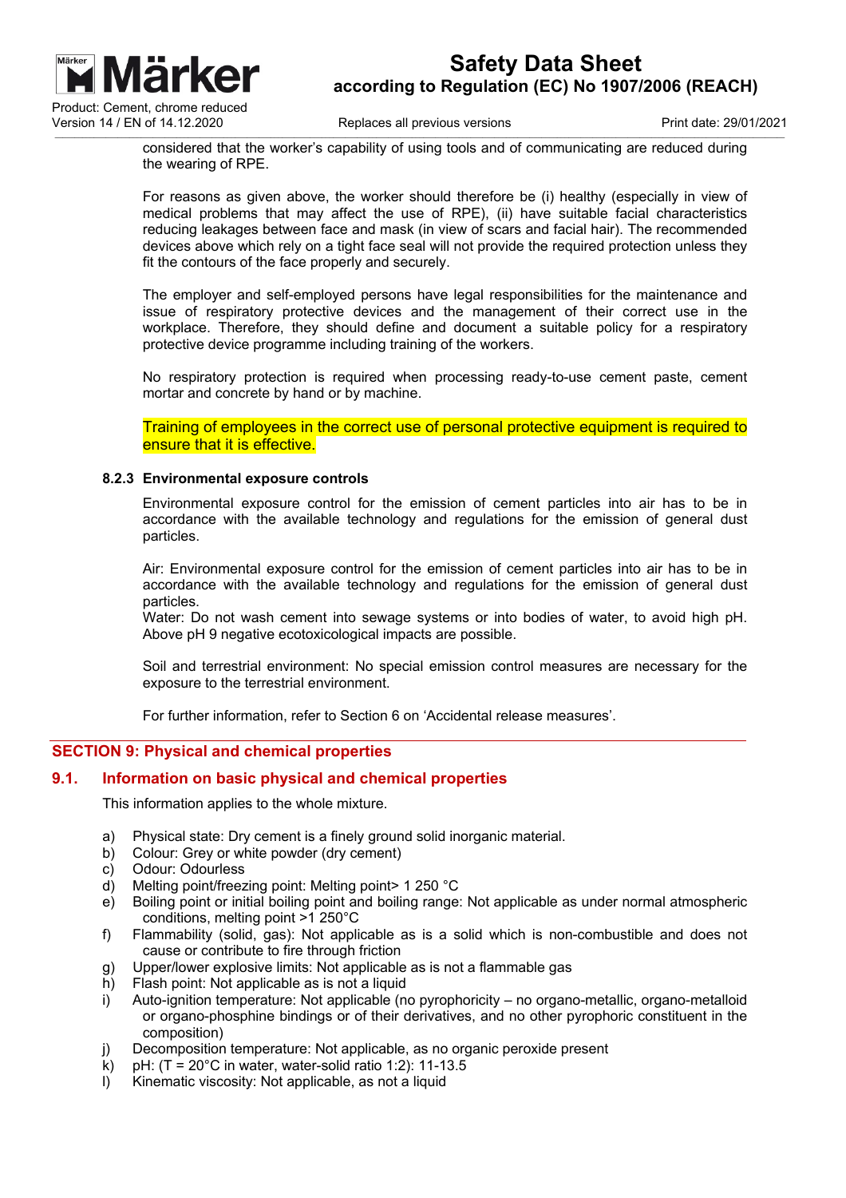considered that the worker's capability of using tools and of communicating are reduced during the wearing of RPE.

For reasons as given above, the worker should therefore be (i) healthy (especially in view of medical problems that may affect the use of RPE), (ii) have suitable facial characteristics reducing leakages between face and mask (in view of scars and facial hair). The recommended devices above which rely on a tight face seal will not provide the required protection unless they fit the contours of the face properly and securely.

The employer and self-employed persons have legal responsibilities for the maintenance and issue of respiratory protective devices and the management of their correct use in the workplace. Therefore, they should define and document a suitable policy for a respiratory protective device programme including training of the workers.

No respiratory protection is required when processing ready-to-use cement paste, cement mortar and concrete by hand or by machine.

Training of employees in the correct use of personal protective equipment is required to ensure that it is effective.

### 8.2.3 Environmental exposure controls

Environmental exposure control for the emission of cement particles into air has to be in accordance with the available technology and regulations for the emission of general dust particles.

Air: Environmental exposure control for the emission of cement particles into air has to be in accordance with the available technology and regulations for the emission of general dust particles.
Water: Do not wash cement into sewage systems or into bodies of water, to avoid high pH. Above pH 9 negative ecotoxicological impacts are possible.

Soil and terrestrial environment: No special emission control measures are necessary for the exposure to the terrestrial environment.

For further information, refer to Section 6 on 'Accidental release measures'.

## SECTION 9: Physical and chemical properties

### 9.1. Information on basic physical and chemical properties

This information applies to the whole mixture.

a) Physical state: Dry cement is a finely ground solid inorganic material.
b) Colour: Grey or white powder (dry cement)
c) Odour: Odourless
d) Melting point/freezing point: Melting point> 1 250 °C
e) Boiling point or initial boiling point and boiling range: Not applicable as under normal atmospheric conditions, melting point >1 250°C
f) Flammability (solid, gas): Not applicable as is a solid which is non-combustible and does not cause or contribute to fire through friction
g) Upper/lower explosive limits: Not applicable as is not a flammable gas
h) Flash point: Not applicable as is not a liquid
i) Auto-ignition temperature: Not applicable (no pyrophoricity – no organo-metallic, organo-metalloid or organo-phosphine bindings or of their derivatives, and no other pyrophoric constituent in the composition)
j) Decomposition temperature: Not applicable, as no organic peroxide present
k) pH: (T = 20°C in water, water-solid ratio 1:2): 11-13.5
l) Kinematic viscosity: Not applicable, as not a liquid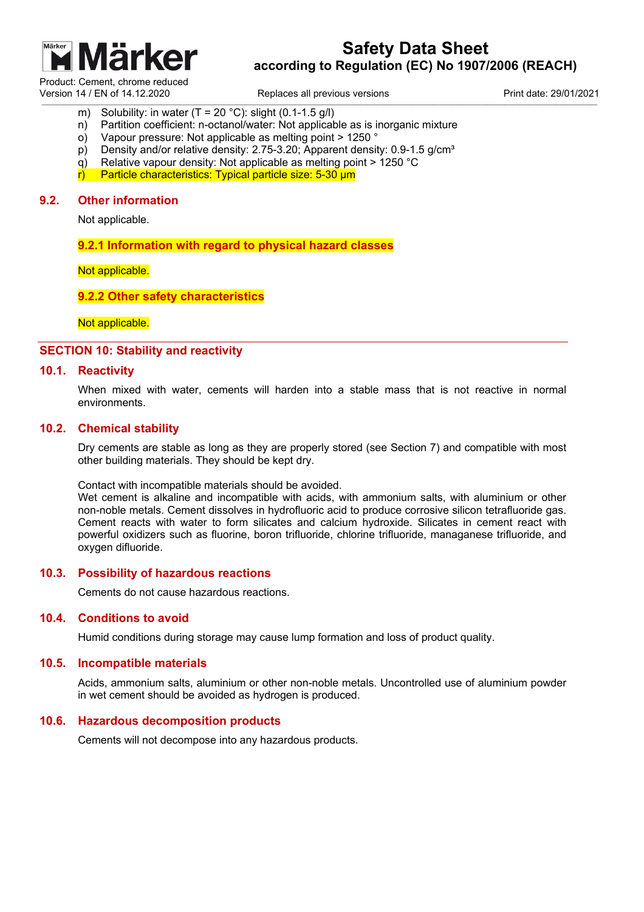m) Solubility: in water (T = 20 °C): slight (0.1-1.5 g/l)
n) Partition coefficient: n-octanol/water: Not applicable as is inorganic mixture
o) Vapour pressure: Not applicable as melting point > 1250 °
p) Density and/or relative density: 2.75-3.20; Apparent density: 0.9-1.5 g/cm³
q) Relative vapour density: Not applicable as melting point > 1250 °C
r) Particle characteristics: Typical particle size: 5-30 µm

### 9.2. Other information

Not applicable.

#### 9.2.1 Information with regard to physical hazard classes

Not applicable.

#### 9.2.2 Other safety characteristics

Not applicable.

## SECTION 10: Stability and reactivity

### 10.1. Reactivity

When mixed with water, cements will harden into a stable mass that is not reactive in normal environments.

### 10.2. Chemical stability

Dry cements are stable as long as they are properly stored (see Section 7) and compatible with most other building materials. They should be kept dry.

Contact with incompatible materials should be avoided.
Wet cement is alkaline and incompatible with acids, with ammonium salts, with aluminium or other non-noble metals. Cement dissolves in hydrofluoric acid to produce corrosive silicon tetrafluoride gas. Cement reacts with water to form silicates and calcium hydroxide. Silicates in cement react with powerful oxidizers such as fluorine, boron trifluoride, chlorine trifluoride, managanese trifluoride, and oxygen difluoride.

### 10.3. Possibility of hazardous reactions

Cements do not cause hazardous reactions.

### 10.4. Conditions to avoid

Humid conditions during storage may cause lump formation and loss of product quality.

### 10.5. Incompatible materials

Acids, ammonium salts, aluminium or other non-noble metals. Uncontrolled use of aluminium powder in wet cement should be avoided as hydrogen is produced.

### 10.6. Hazardous decomposition products

Cements will not decompose into any hazardous products.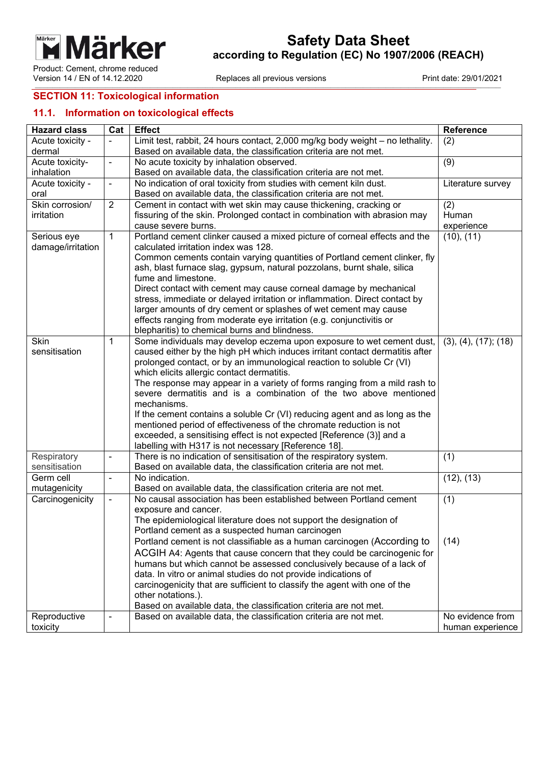## SECTION 11: Toxicological information

### 11.1. Information on toxicological effects

| Hazard class | Cat | Effect | Reference |
|---|---|---|---|
| Acute toxicity - dermal | - | Limit test, rabbit, 24 hours contact, 2,000 mg/kg body weight – no lethality. Based on available data, the classification criteria are not met. | (2) |
| Acute toxicity-inhalation | - | No acute toxicity by inhalation observed. Based on available data, the classification criteria are not met. | (9) |
| Acute toxicity - oral | - | No indication of oral toxicity from studies with cement kiln dust. Based on available data, the classification criteria are not met. | Literature survey |
| Skin corrosion/ irritation | 2 | Cement in contact with wet skin may cause thickening, cracking or fissuring of the skin. Prolonged contact in combination with abrasion may cause severe burns. | (2) Human experience |
| Serious eye damage/irritation | 1 | Portland cement clinker caused a mixed picture of corneal effects and the calculated irritation index was 128. Common cements contain varying quantities of Portland cement clinker, fly ash, blast furnace slag, gypsum, natural pozzolans, burnt shale, silica fume and limestone. Direct contact with cement may cause corneal damage by mechanical stress, immediate or delayed irritation or inflammation. Direct contact by larger amounts of dry cement or splashes of wet cement may cause effects ranging from moderate eye irritation (e.g. conjunctivitis or blepharitis) to chemical burns and blindness. | (10), (11) |
| Skin sensitisation | 1 | Some individuals may develop eczema upon exposure to wet cement dust, caused either by the high pH which induces irritant contact dermatitis after prolonged contact, or by an immunological reaction to soluble Cr (VI) which elicits allergic contact dermatitis. The response may appear in a variety of forms ranging from a mild rash to severe dermatitis and is a combination of the two above mentioned mechanisms. If the cement contains a soluble Cr (VI) reducing agent and as long as the mentioned period of effectiveness of the chromate reduction is not exceeded, a sensitising effect is not expected [Reference (3)] and a labelling with H317 is not necessary [Reference 18]. | (3), (4), (17); (18) |
| Respiratory sensitisation | - | There is no indication of sensitisation of the respiratory system. Based on available data, the classification criteria are not met. | (1) |
| Germ cell mutagenicity | - | No indication. Based on available data, the classification criteria are not met. | (12), (13) |
| Carcinogenicity | - | No causal association has been established between Portland cement exposure and cancer. The epidemiological literature does not support the designation of Portland cement as a suspected human carcinogen Portland cement is not classifiable as a human carcinogen (According to ACGIH A4: Agents that cause concern that they could be carcinogenic for humans but which cannot be assessed conclusively because of a lack of data. In vitro or animal studies do not provide indications of carcinogenicity that are sufficient to classify the agent with one of the other notations.). Based on available data, the classification criteria are not met. | (1) (14) |
| Reproductive toxicity | - | Based on available data, the classification criteria are not met. | No evidence from human experience |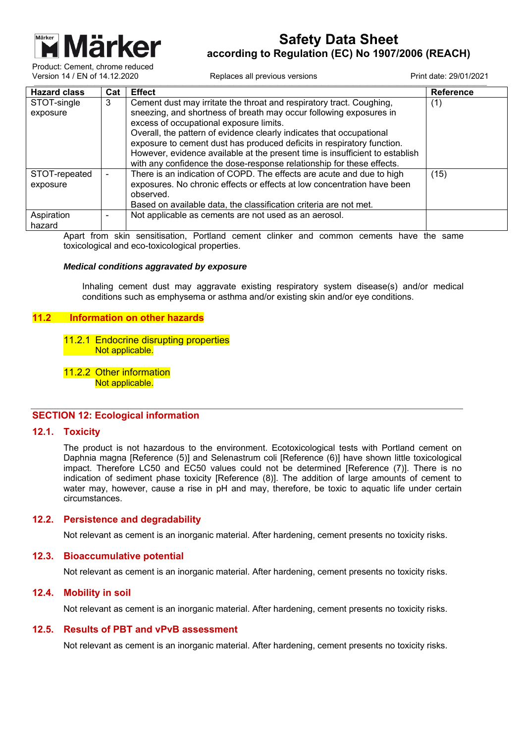| Hazard class | Cat | Effect | Reference |
|---|---|---|---|
| STOT-single exposure | 3 | Cement dust may irritate the throat and respiratory tract. Coughing, sneezing, and shortness of breath may occur following exposures in excess of occupational exposure limits. Overall, the pattern of evidence clearly indicates that occupational exposure to cement dust has produced deficits in respiratory function. However, evidence available at the present time is insufficient to establish with any confidence the dose-response relationship for these effects. | (1) |
| STOT-repeated exposure | - | There is an indication of COPD. The effects are acute and due to high exposures. No chronic effects or effects at low concentration have been observed. Based on available data, the classification criteria are not met. | (15) |
| Aspiration hazard | - | Not applicable as cements are not used as an aerosol. | |

Apart from skin sensitisation, Portland cement clinker and common cements have the same toxicological and eco-toxicological properties.

***Medical conditions aggravated by exposure***

Inhaling cement dust may aggravate existing respiratory system disease(s) and/or medical conditions such as emphysema or asthma and/or existing skin and/or eye conditions.

### 11.2 Information on other hazards

#### 11.2.1 Endocrine disrupting properties

Not applicable.

#### 11.2.2 Other information

Not applicable.

## SECTION 12: Ecological information

### 12.1. Toxicity

The product is not hazardous to the environment. Ecotoxicological tests with Portland cement on Daphnia magna [Reference (5)] and Selenastrum coli [Reference (6)] have shown little toxicological impact. Therefore LC50 and EC50 values could not be determined [Reference (7)]. There is no indication of sediment phase toxicity [Reference (8)]. The addition of large amounts of cement to water may, however, cause a rise in pH and may, therefore, be toxic to aquatic life under certain circumstances.

### 12.2. Persistence and degradability

Not relevant as cement is an inorganic material. After hardening, cement presents no toxicity risks.

### 12.3. Bioaccumulative potential

Not relevant as cement is an inorganic material. After hardening, cement presents no toxicity risks.

### 12.4. Mobility in soil

Not relevant as cement is an inorganic material. After hardening, cement presents no toxicity risks.

### 12.5. Results of PBT and vPvB assessment

Not relevant as cement is an inorganic material. After hardening, cement presents no toxicity risks.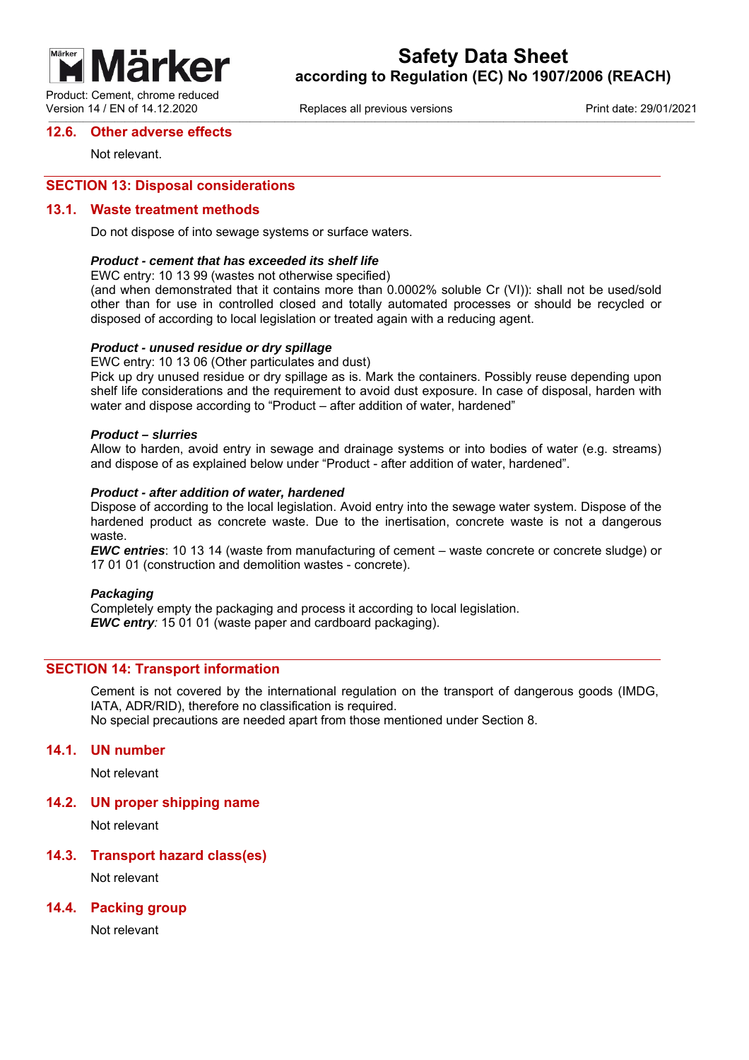### 12.6. Other adverse effects

Not relevant.

## SECTION 13: Disposal considerations

### 13.1. Waste treatment methods

Do not dispose of into sewage systems or surface waters.

***Product - cement that has exceeded its shelf life***
EWC entry: 10 13 99 (wastes not otherwise specified)
(and when demonstrated that it contains more than 0.0002% soluble Cr (VI)): shall not be used/sold other than for use in controlled closed and totally automated processes or should be recycled or disposed of according to local legislation or treated again with a reducing agent.

***Product - unused residue or dry spillage***
EWC entry: 10 13 06 (Other particulates and dust)
Pick up dry unused residue or dry spillage as is. Mark the containers. Possibly reuse depending upon shelf life considerations and the requirement to avoid dust exposure. In case of disposal, harden with water and dispose according to “Product – after addition of water, hardened”

***Product – slurries***
Allow to harden, avoid entry in sewage and drainage systems or into bodies of water (e.g. streams) and dispose of as explained below under “Product - after addition of water, hardened”.

***Product - after addition of water, hardened***
Dispose of according to the local legislation. Avoid entry into the sewage water system. Dispose of the hardened product as concrete waste. Due to the inertisation, concrete waste is not a dangerous waste.
***EWC entries***: 10 13 14 (waste from manufacturing of cement – waste concrete or concrete sludge) or 17 01 01 (construction and demolition wastes - concrete).

***Packaging***
Completely empty the packaging and process it according to local legislation.
***EWC entry****:* 15 01 01 (waste paper and cardboard packaging).

## SECTION 14: Transport information

Cement is not covered by the international regulation on the transport of dangerous goods (IMDG, IATA, ADR/RID), therefore no classification is required.
No special precautions are needed apart from those mentioned under Section 8.

### 14.1. UN number

Not relevant

### 14.2. UN proper shipping name

Not relevant

### 14.3. Transport hazard class(es)

Not relevant

### 14.4. Packing group

Not relevant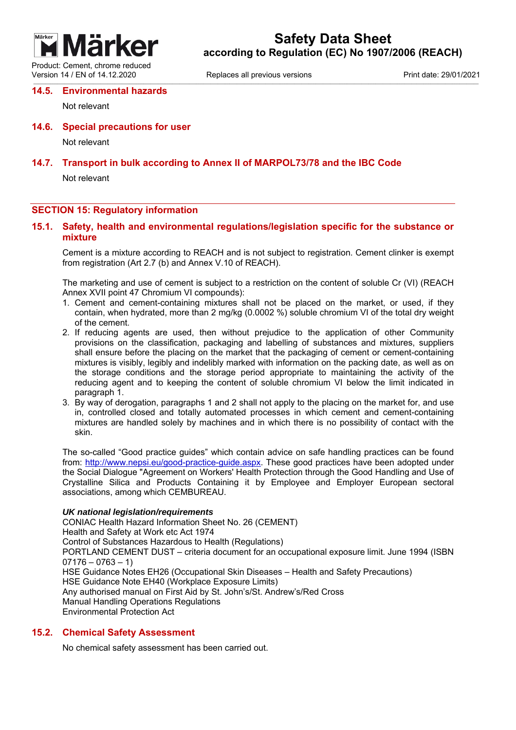### 14.5. Environmental hazards

Not relevant

### 14.6. Special precautions for user

Not relevant

### 14.7. Transport in bulk according to Annex II of MARPOL73/78 and the IBC Code

Not relevant

## SECTION 15: Regulatory information

### 15.1. Safety, health and environmental regulations/legislation specific for the substance or mixture

Cement is a mixture according to REACH and is not subject to registration. Cement clinker is exempt from registration (Art 2.7 (b) and Annex V.10 of REACH).

The marketing and use of cement is subject to a restriction on the content of soluble Cr (VI) (REACH Annex XVII point 47 Chromium VI compounds):

1. Cement and cement-containing mixtures shall not be placed on the market, or used, if they contain, when hydrated, more than 2 mg/kg (0.0002 %) soluble chromium VI of the total dry weight of the cement.
2. If reducing agents are used, then without prejudice to the application of other Community provisions on the classification, packaging and labelling of substances and mixtures, suppliers shall ensure before the placing on the market that the packaging of cement or cement-containing mixtures is visibly, legibly and indelibly marked with information on the packing date, as well as on the storage conditions and the storage period appropriate to maintaining the activity of the reducing agent and to keeping the content of soluble chromium VI below the limit indicated in paragraph 1.
3. By way of derogation, paragraphs 1 and 2 shall not apply to the placing on the market for, and use in, controlled closed and totally automated processes in which cement and cement-containing mixtures are handled solely by machines and in which there is no possibility of contact with the skin.

The so-called "Good practice guides" which contain advice on safe handling practices can be found from: http://www.nepsi.eu/good-practice-guide.aspx. These good practices have been adopted under the Social Dialogue "Agreement on Workers' Health Protection through the Good Handling and Use of Crystalline Silica and Products Containing it by Employee and Employer European sectoral associations, among which CEMBUREAU.

***UK national legislation/requirements***
CONIAC Health Hazard Information Sheet No. 26 (CEMENT)
Health and Safety at Work etc Act 1974
Control of Substances Hazardous to Health (Regulations)
PORTLAND CEMENT DUST – criteria document for an occupational exposure limit. June 1994 (ISBN 07176 – 0763 – 1)
HSE Guidance Notes EH26 (Occupational Skin Diseases – Health and Safety Precautions)
HSE Guidance Note EH40 (Workplace Exposure Limits)
Any authorised manual on First Aid by St. John's/St. Andrew's/Red Cross
Manual Handling Operations Regulations
Environmental Protection Act

### 15.2. Chemical Safety Assessment

No chemical safety assessment has been carried out.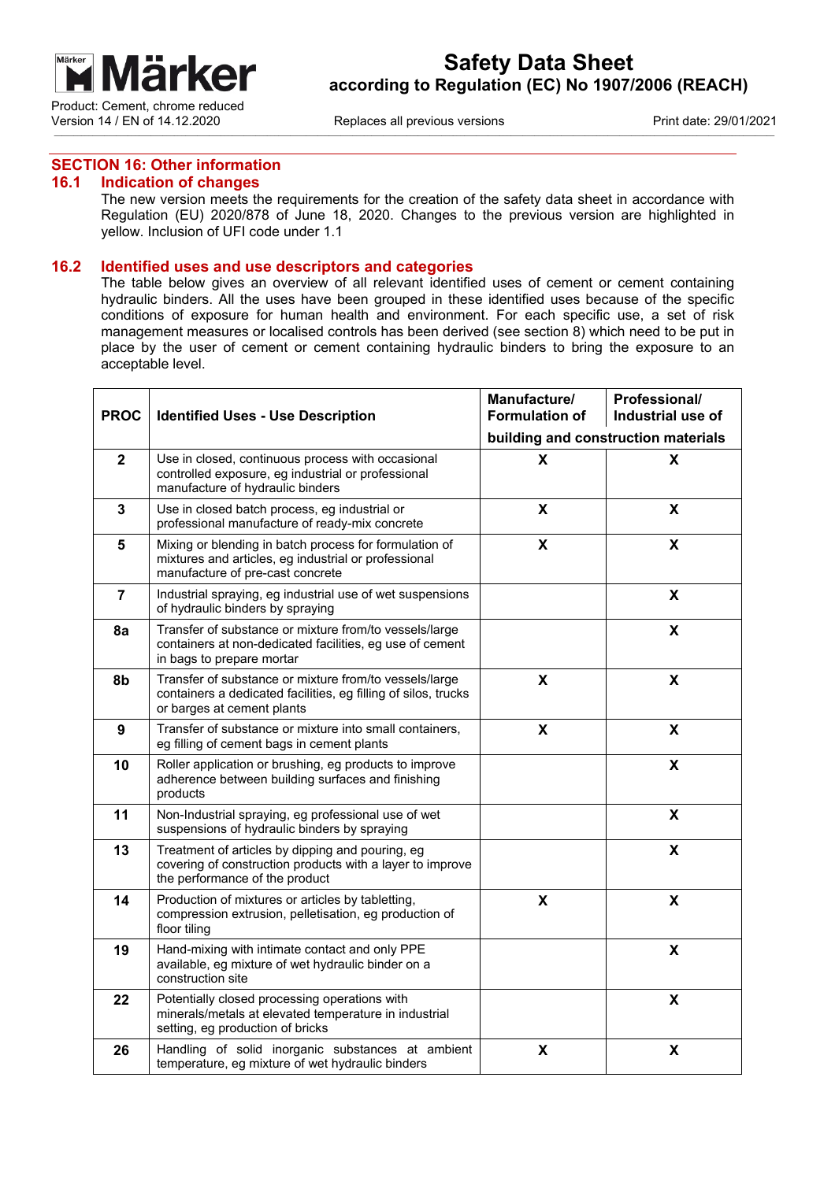## SECTION 16: Other information

### 16.1 Indication of changes

The new version meets the requirements for the creation of the safety data sheet in accordance with Regulation (EU) 2020/878 of June 18, 2020. Changes to the previous version are highlighted in yellow. Inclusion of UFI code under 1.1

### 16.2 Identified uses and use descriptors and categories

The table below gives an overview of all relevant identified uses of cement or cement containing hydraulic binders. All the uses have been grouped in these identified uses because of the specific conditions of exposure for human health and environment. For each specific use, a set of risk management measures or localised controls has been derived (see section 8) which need to be put in place by the user of cement or cement containing hydraulic binders to bring the exposure to an acceptable level.

| PROC | Identified Uses - Use Description | Manufacture/ Formulation of building and construction materials | Professional/ Industrial use of building and construction materials |
|---|---|---|---|
| **2** | Use in closed, continuous process with occasional controlled exposure, eg industrial or professional manufacture of hydraulic binders | X | X |
| **3** | Use in closed batch process, eg industrial or professional manufacture of ready-mix concrete | X | X |
| **5** | Mixing or blending in batch process for formulation of mixtures and articles, eg industrial or professional manufacture of pre-cast concrete | X | X |
| **7** | Industrial spraying, eg industrial use of wet suspensions of hydraulic binders by spraying | | X |
| **8a** | Transfer of substance or mixture from/to vessels/large containers at non-dedicated facilities, eg use of cement in bags to prepare mortar | | X |
| **8b** | Transfer of substance or mixture from/to vessels/large containers a dedicated facilities, eg filling of silos, trucks or barges at cement plants | X | X |
| **9** | Transfer of substance or mixture into small containers, eg filling of cement bags in cement plants | X | X |
| **10** | Roller application or brushing, eg products to improve adherence between building surfaces and finishing products | | X |
| **11** | Non-Industrial spraying, eg professional use of wet suspensions of hydraulic binders by spraying | | X |
| **13** | Treatment of articles by dipping and pouring, eg covering of construction products with a layer to improve the performance of the product | | X |
| **14** | Production of mixtures or articles by tabletting, compression extrusion, pelletisation, eg production of floor tiling | X | X |
| **19** | Hand-mixing with intimate contact and only PPE available, eg mixture of wet hydraulic binder on a construction site | | X |
| **22** | Potentially closed processing operations with minerals/metals at elevated temperature in industrial setting, eg production of bricks | | X |
| **26** | Handling of solid inorganic substances at ambient temperature, eg mixture of wet hydraulic binders | X | X |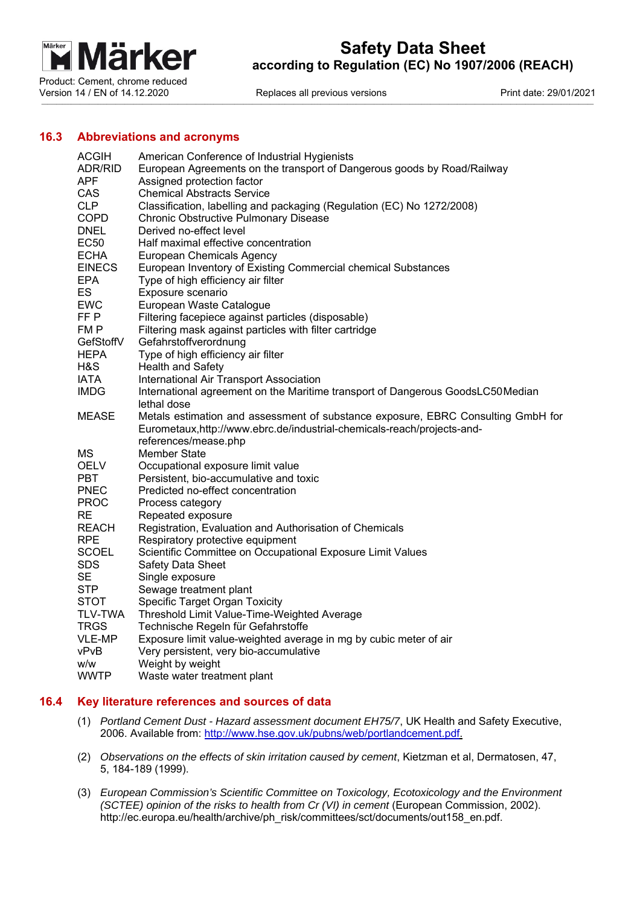## 16.3 Abbreviations and acronyms

| | |
|---|---|
| ACGIH | American Conference of Industrial Hygienists |
| ADR/RID | European Agreements on the transport of Dangerous goods by Road/Railway |
| APF | Assigned protection factor |
| CAS | Chemical Abstracts Service |
| CLP | Classification, labelling and packaging (Regulation (EC) No 1272/2008) |
| COPD | Chronic Obstructive Pulmonary Disease |
| DNEL | Derived no-effect level |
| EC50 | Half maximal effective concentration |
| ECHA | European Chemicals Agency |
| EINECS | European Inventory of Existing Commercial chemical Substances |
| EPA | Type of high efficiency air filter |
| ES | Exposure scenario |
| EWC | European Waste Catalogue |
| FF P | Filtering facepiece against particles (disposable) |
| FM P | Filtering mask against particles with filter cartridge |
| GefStoffV | Gefahrstoffverordnung |
| HEPA | Type of high efficiency air filter |
| H&S | Health and Safety |
| IATA | International Air Transport Association |
| IMDG | International agreement on the Maritime transport of Dangerous GoodsLC50Median lethal dose |
| MEASE | Metals estimation and assessment of substance exposure, EBRC Consulting GmbH for Eurometaux,http://www.ebrc.de/industrial-chemicals-reach/projects-and-references/mease.php |
| MS | Member State |
| OELV | Occupational exposure limit value |
| PBT | Persistent, bio-accumulative and toxic |
| PNEC | Predicted no-effect concentration |
| PROC | Process category |
| RE | Repeated exposure |
| REACH | Registration, Evaluation and Authorisation of Chemicals |
| RPE | Respiratory protective equipment |
| SCOEL | Scientific Committee on Occupational Exposure Limit Values |
| SDS | Safety Data Sheet |
| SE | Single exposure |
| STP | Sewage treatment plant |
| STOT | Specific Target Organ Toxicity |
| TLV-TWA | Threshold Limit Value-Time-Weighted Average |
| TRGS | Technische Regeln für Gefahrstoffe |
| VLE-MP | Exposure limit value-weighted average in mg by cubic meter of air |
| vPvB | Very persistent, very bio-accumulative |
| w/w | Weight by weight |
| WWTP | Waste water treatment plant |

## 16.4 Key literature references and sources of data

(1) *Portland Cement Dust - Hazard assessment document EH75/7*, UK Health and Safety Executive, 2006. Available from: http://www.hse.gov.uk/pubns/web/portlandcement.pdf.

(2) *Observations on the effects of skin irritation caused by cement*, Kietzman et al, Dermatosen, 47, 5, 184-189 (1999).

(3) *European Commission's Scientific Committee on Toxicology, Ecotoxicology and the Environment (SCTEE) opinion of the risks to health from Cr (VI) in cement* (European Commission, 2002). http://ec.europa.eu/health/archive/ph_risk/committees/sct/documents/out158_en.pdf.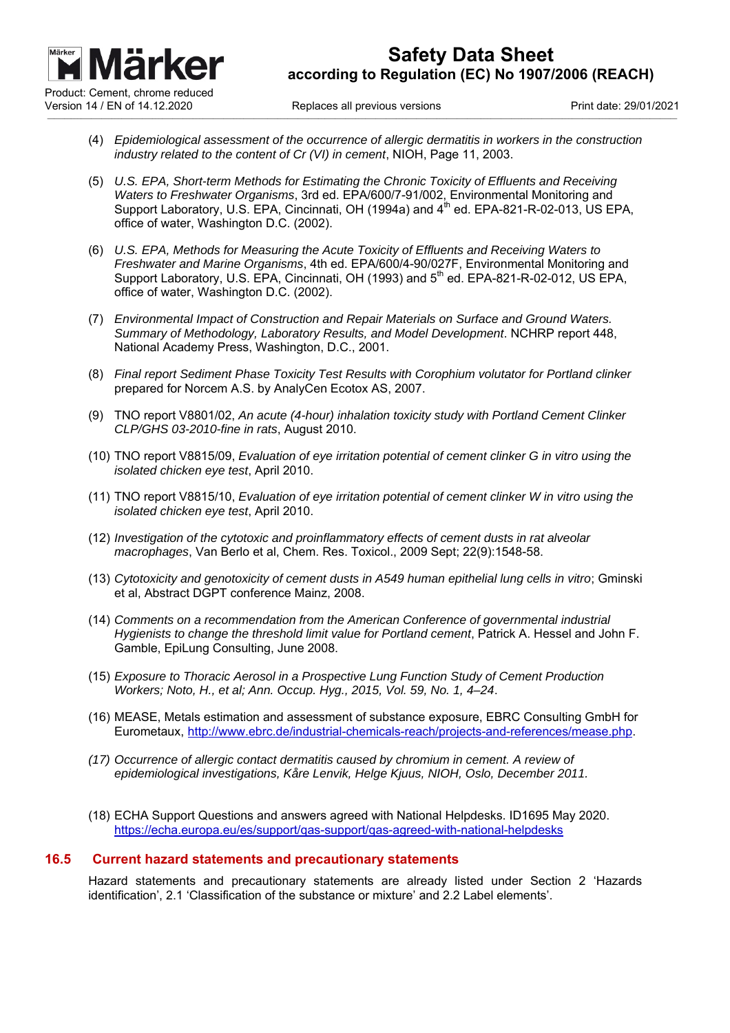(4) *Epidemiological assessment of the occurrence of allergic dermatitis in workers in the construction industry related to the content of Cr (VI) in cement*, NIOH, Page 11, 2003.

(5) *U.S. EPA, Short-term Methods for Estimating the Chronic Toxicity of Effluents and Receiving Waters to Freshwater Organisms*, 3rd ed. EPA/600/7-91/002, Environmental Monitoring and Support Laboratory, U.S. EPA, Cincinnati, OH (1994a) and 4$^{th}$ ed. EPA-821-R-02-013, US EPA, office of water, Washington D.C. (2002).

(6) *U.S. EPA, Methods for Measuring the Acute Toxicity of Effluents and Receiving Waters to Freshwater and Marine Organisms*, 4th ed. EPA/600/4-90/027F, Environmental Monitoring and Support Laboratory, U.S. EPA, Cincinnati, OH (1993) and 5$^{th}$ ed. EPA-821-R-02-012, US EPA, office of water, Washington D.C. (2002).

(7) *Environmental Impact of Construction and Repair Materials on Surface and Ground Waters. Summary of Methodology, Laboratory Results, and Model Development*. NCHRP report 448, National Academy Press, Washington, D.C., 2001.

(8) *Final report Sediment Phase Toxicity Test Results with Corophium volutator for Portland clinker* prepared for Norcem A.S. by AnalyCen Ecotox AS, 2007.

(9) TNO report V8801/02, *An acute (4-hour) inhalation toxicity study with Portland Cement Clinker CLP/GHS 03-2010-fine in rats*, August 2010.

(10) TNO report V8815/09, *Evaluation of eye irritation potential of cement clinker G in vitro using the isolated chicken eye test*, April 2010.

(11) TNO report V8815/10, *Evaluation of eye irritation potential of cement clinker W in vitro using the isolated chicken eye test*, April 2010.

(12) *Investigation of the cytotoxic and proinflammatory effects of cement dusts in rat alveolar macrophages*, Van Berlo et al, Chem. Res. Toxicol., 2009 Sept; 22(9):1548-58.

(13) *Cytotoxicity and genotoxicity of cement dusts in A549 human epithelial lung cells in vitro*; Gminski et al, Abstract DGPT conference Mainz, 2008.

(14) *Comments on a recommendation from the American Conference of governmental industrial Hygienists to change the threshold limit value for Portland cement*, Patrick A. Hessel and John F. Gamble, EpiLung Consulting, June 2008.

(15) *Exposure to Thoracic Aerosol in a Prospective Lung Function Study of Cement Production Workers; Noto, H., et al; Ann. Occup. Hyg., 2015, Vol. 59, No. 1, 4–24*.

(16) MEASE, Metals estimation and assessment of substance exposure, EBRC Consulting GmbH for Eurometaux, http://www.ebrc.de/industrial-chemicals-reach/projects-and-references/mease.php.

*(17) Occurrence of allergic contact dermatitis caused by chromium in cement. A review of epidemiological investigations, Kåre Lenvik, Helge Kjuus, NIOH, Oslo, December 2011.*

(18) ECHA Support Questions and answers agreed with National Helpdesks. ID1695 May 2020. https://echa.europa.eu/es/support/qas-support/qas-agreed-with-national-helpdesks

## 16.5 Current hazard statements and precautionary statements

Hazard statements and precautionary statements are already listed under Section 2 'Hazards identification', 2.1 'Classification of the substance or mixture' and 2.2 Label elements'.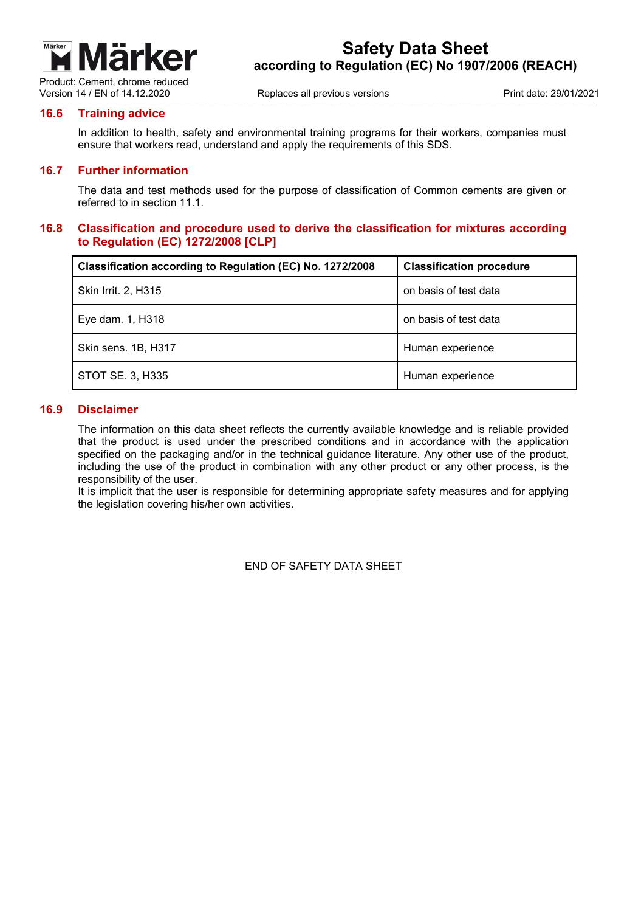## 16.6 Training advice

In addition to health, safety and environmental training programs for their workers, companies must ensure that workers read, understand and apply the requirements of this SDS.

## 16.7 Further information

The data and test methods used for the purpose of classification of Common cements are given or referred to in section 11.1.

## 16.8 Classification and procedure used to derive the classification for mixtures according to Regulation (EC) 1272/2008 [CLP]

| Classification according to Regulation (EC) No. 1272/2008 | Classification procedure |
|---|---|
| Skin Irrit. 2, H315 | on basis of test data |
| Eye dam. 1, H318 | on basis of test data |
| Skin sens. 1B, H317 | Human experience |
| STOT SE. 3, H335 | Human experience |

## 16.9 Disclaimer

The information on this data sheet reflects the currently available knowledge and is reliable provided that the product is used under the prescribed conditions and in accordance with the application specified on the packaging and/or in the technical guidance literature. Any other use of the product, including the use of the product in combination with any other product or any other process, is the responsibility of the user.
It is implicit that the user is responsible for determining appropriate safety measures and for applying the legislation covering his/her own activities.

END OF SAFETY DATA SHEET